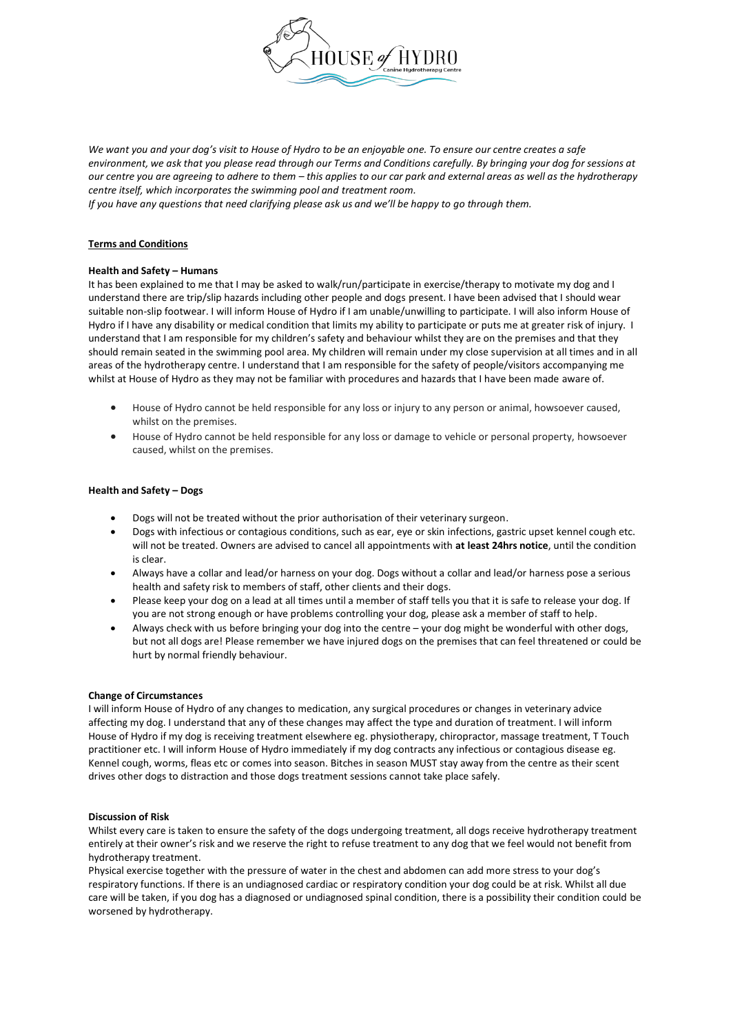*We want you and your dog's visit to House of Hydro to be an enjoyable one. To ensure our centre creates a safe environment, we ask that you please read through our Terms and Conditions carefully. By bringing your dog for sessions at our centre you are agreeing to adhere to them – this applies to our car park and external areas as well as the hydrotherapy centre itself, which incorporates the swimming pool and treatment room.*

*If you have any questions that need clarifying please ask us and we'll be happy to go through them.*

## Terms and Conditions

### Health and Safety – Humans

It has been explained to me that I may be asked to walk/run/participate in exercise/therapy to motivate my dog and I understand there are trip/slip hazards including other people and dogs present. I have been advised that I should wear suitable non-slip footwear. I will inform House of Hydro if I am unable/unwilling to participate. I will also inform House of Hydro if I have any disability or medical condition that limits my ability to participate or puts me at greater risk of injury. I understand that I am responsible for my children's safety and behaviour whilst they are on the premises and that they should remain seated in the swimming pool area. My children will remain under my close supervision at all times and in all areas of the hydrotherapy centre. I understand that I am responsible for the safety of people/visitors accompanying me whilst at House of Hydro as they may not be familiar with procedures and hazards that I have been made aware of.

- House of Hydro cannot be held responsible for any loss or injury to any person or animal, howsoever caused, whilst on the premises.
- House of Hydro cannot be held responsible for any loss or damage to vehicle or personal property, howsoever caused, whilst on the premises.

### Health and Safety – Dogs

- Dogs will not be treated without the prior authorisation of their veterinary surgeon.
- Dogs with infectious or contagious conditions, such as ear, eye or skin infections, gastric upset kennel cough etc. will not be treated. Owners are advised to cancel all appointments with **at least 24hrs notice**, until the condition is clear.
- Always have a collar and lead/or harness on your dog. Dogs without a collar and lead/or harness pose a serious health and safety risk to members of staff, other clients and their dogs.
- Please keep your dog on a lead at all times until a member of staff tells you that it is safe to release your dog. If you are not strong enough or have problems controlling your dog, please ask a member of staff to help.
- Always check with us before bringing your dog into the centre – your dog might be wonderful with other dogs, but not all dogs are! Please remember we have injured dogs on the premises that can feel threatened or could be hurt by normal friendly behaviour.

### Change of Circumstances

I will inform House of Hydro of any changes to medication, any surgical procedures or changes in veterinary advice affecting my dog. I understand that any of these changes may affect the type and duration of treatment. I will inform House of Hydro if my dog is receiving treatment elsewhere eg. physiotherapy, chiropractor, massage treatment, T Touch practitioner etc. I will inform House of Hydro immediately if my dog contracts any infectious or contagious disease eg. Kennel cough, worms, fleas etc or comes into season. Bitches in season MUST stay away from the centre as their scent drives other dogs to distraction and those dogs treatment sessions cannot take place safely.

### Discussion of Risk

Whilst every care is taken to ensure the safety of the dogs undergoing treatment, all dogs receive hydrotherapy treatment entirely at their owner's risk and we reserve the right to refuse treatment to any dog that we feel would not benefit from hydrotherapy treatment.

Physical exercise together with the pressure of water in the chest and abdomen can add more stress to your dog's respiratory functions. If there is an undiagnosed cardiac or respiratory condition your dog could be at risk. Whilst all due care will be taken, if you dog has a diagnosed or undiagnosed spinal condition, there is a possibility their condition could be worsened by hydrotherapy.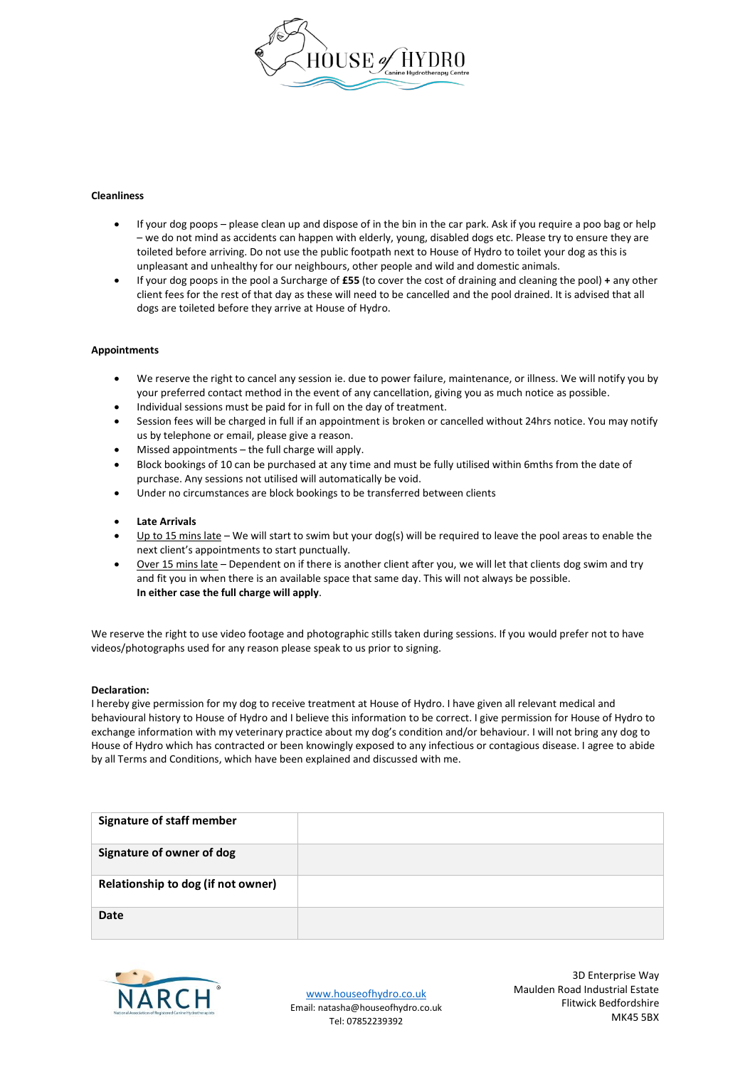**Cleanliness**

- If your dog poops – please clean up and dispose of in the bin in the car park. Ask if you require a poo bag or help – we do not mind as accidents can happen with elderly, young, disabled dogs etc. Please try to ensure they are toileted before arriving. Do not use the public footpath next to House of Hydro to toilet your dog as this is unpleasant and unhealthy for our neighbours, other people and wild and domestic animals.
- If your dog poops in the pool a Surcharge of **£55** (to cover the cost of draining and cleaning the pool) **+** any other client fees for the rest of that day as these will need to be cancelled and the pool drained. It is advised that all dogs are toileted before they arrive at House of Hydro.

**Appointments**

- We reserve the right to cancel any session ie. due to power failure, maintenance, or illness. We will notify you by your preferred contact method in the event of any cancellation, giving you as much notice as possible.
- Individual sessions must be paid for in full on the day of treatment.
- Session fees will be charged in full if an appointment is broken or cancelled without 24hrs notice. You may notify us by telephone or email, please give a reason.
- Missed appointments – the full charge will apply.
- Block bookings of 10 can be purchased at any time and must be fully utilised within 6mths from the date of purchase. Any sessions not utilised will automatically be void.
- Under no circumstances are block bookings to be transferred between clients

- **Late Arrivals**
- Up to 15 mins late – We will start to swim but your dog(s) will be required to leave the pool areas to enable the next client's appointments to start punctually.
- Over 15 mins late – Dependent on if there is another client after you, we will let that clients dog swim and try and fit you in when there is an available space that same day. This will not always be possible.
  **In either case the full charge will apply**.

We reserve the right to use video footage and photographic stills taken during sessions. If you would prefer not to have videos/photographs used for any reason please speak to us prior to signing.

**Declaration:**
I hereby give permission for my dog to receive treatment at House of Hydro. I have given all relevant medical and behavioural history to House of Hydro and I believe this information to be correct. I give permission for House of Hydro to exchange information with my veterinary practice about my dog's condition and/or behaviour. I will not bring any dog to House of Hydro which has contracted or been knowingly exposed to any infectious or contagious disease. I agree to abide by all Terms and Conditions, which have been explained and discussed with me.

| | |
|---|---|
| **Signature of staff member** | |
| **Signature of owner of dog** | |
| **Relationship to dog (if not owner)** | |
| **Date** | |

www.houseofhydro.co.uk
Email: natasha@houseofhydro.co.uk
Tel: 07852239392

3D Enterprise Way
Maulden Road Industrial Estate
Flitwick Bedfordshire
MK45 5BX